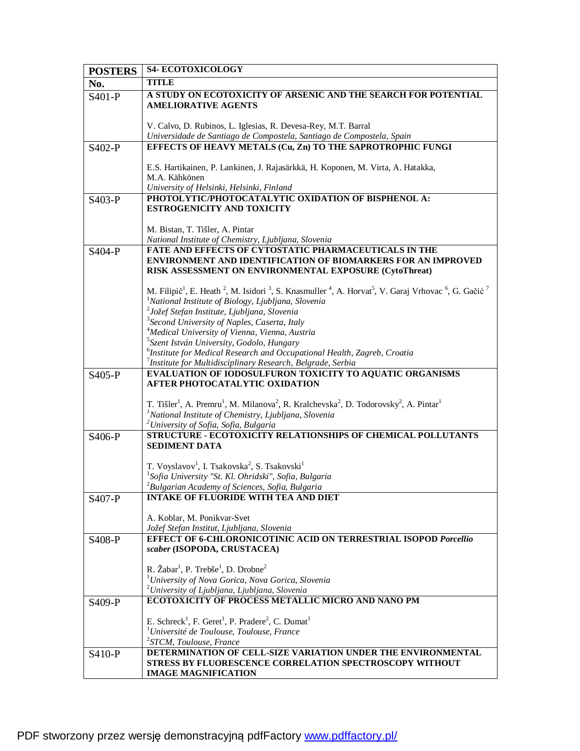| POSTERS | S4- ECOTOXICOLOGY |
|---|---|
| **No.** | **TITLE** |
| S401-P | **A STUDY ON ECOTOXICITY OF ARSENIC AND THE SEARCH FOR POTENTIAL AMELIORATIVE AGENTS**<br><br>V. Calvo, D. Rubinos, L. Iglesias, R. Devesa-Rey, M.T. Barral<br>*Universidade de Santiago de Compostela, Santiago de Compostela, Spain* |
| S402-P | **EFFECTS OF HEAVY METALS (Cu, Zn) TO THE SAPROTROPHIC FUNGI**<br><br>E.S. Hartikainen, P. Lankinen, J. Rajasärkkä, H. Koponen, M. Virta, A. Hatakka, M.A. Kähkönen<br>*University of Helsinki, Helsinki, Finland* |
| S403-P | **PHOTOLYTIC/PHOTOCATALYTIC OXIDATION OF BISPHENOL A: ESTROGENICITY AND TOXICITY**<br><br>M. Bistan, T. Tišler, A. Pintar<br>*National Institute of Chemistry, Ljubljana, Slovenia* |
| S404-P | **FATE AND EFFECTS OF CYTOSTATIC PHARMACEUTICALS IN THE ENVIRONMENT AND IDENTIFICATION OF BIOMARKERS FOR AN IMPROVED RISK ASSESSMENT ON ENVIRONMENTAL EXPOSURE (CytoThreat)**<br><br>M. Filipič[1], E. Heath [2], M. Isidori [3], S. Knasmuller [4], A. Horvat[5], V. Garaj Vrhovac [6], G. Gačić [7]<br>[1]*National Institute of Biology, Ljubljana, Slovenia*<br>[2]*Jožef Stefan Institute, Ljubljana, Slovenia*<br>[3]*Second University of Naples, Caserta, Italy*<br>[4]*Medical University of Vienna, Vienna, Austria*<br>[5]*Szent István University, Godolo, Hungary*<br>[6]*Institute for Medical Research and Occupational Health, Zagreb, Croatia*<br>[7]*Institute for Multidisciplinary Research, Belgrade, Serbia* |
| S405-P | **EVALUATION OF IODOSULFURON TOXICITY TO AQUATIC ORGANISMS AFTER PHOTOCATALYTIC OXIDATION**<br><br>T. Tišler[1], A. Premru[1], M. Milanova[2], R. Kralchevska[2], D. Todorovsky[2], A. Pintar[1]<br>[1]*National Institute of Chemistry, Ljubljana, Slovenia*<br>[2]*University of Sofia, Sofia, Bulgaria* |
| S406-P | **STRUCTURE - ECOTOXICITY RELATIONSHIPS OF CHEMICAL POLLUTANTS SEDIMENT DATA**<br><br>T. Voyslavov[1], I. Tsakovska[2], S. Tsakovski[1]<br>[1]*Sofia University "St. Kl. Ohridski", Sofia, Bulgaria*<br>[2]*Bulgarian Academy of Sciences, Sofia, Bulgaria* |
| S407-P | **INTAKE OF FLUORIDE WITH TEA AND DIET**<br><br>A. Koblar, M. Ponikvar-Svet<br>*Jožef Stefan Institut, Ljubljana, Slovenia* |
| S408-P | **EFFECT OF 6-CHLORONICOTINIC ACID ON TERRESTRIAL ISOPOD *Porcellio scaber* (ISOPODA, CRUSTACEA)**<br><br>R. Žabar[1], P. Trebše[1], D. Drobne[2]<br>[1]*University of Nova Gorica, Nova Gorica, Slovenia*<br>[2]*University of Ljubljana, Ljubljana, Slovenia* |
| S409-P | **ECOTOXICITY OF PROCESS METALLIC MICRO AND NANO PM**<br><br>E. Schreck[1], F. Geret[1], P. Pradere[2], C. Dumat[1]<br>[1]*Université de Toulouse, Toulouse, France*<br>[2]*STCM, Toulouse, France* |
| S410-P | **DETERMINATION OF CELL-SIZE VARIATION UNDER THE ENVIRONMENTAL STRESS BY FLUORESCENCE CORRELATION SPECTROSCOPY WITHOUT IMAGE MAGNIFICATION** |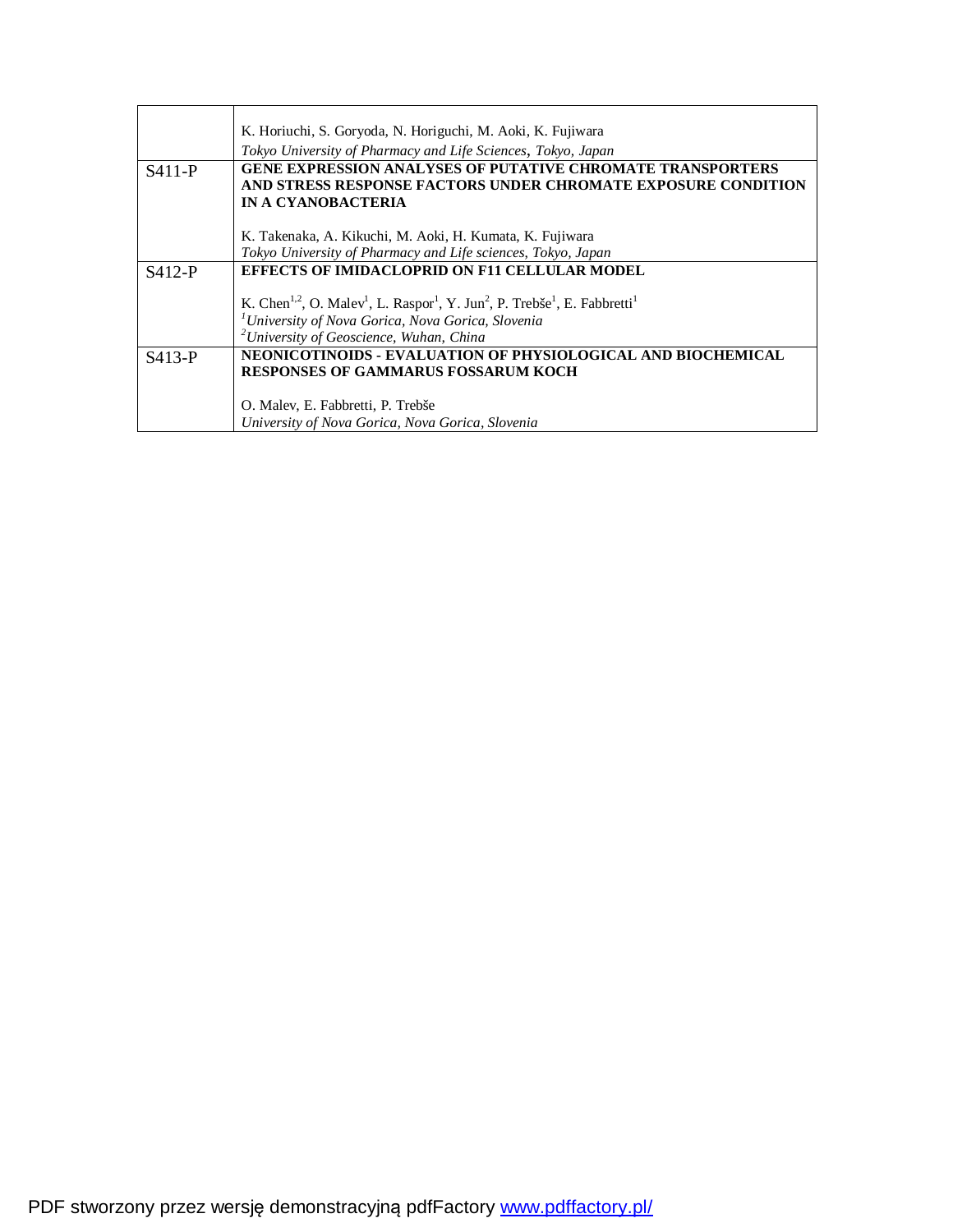| | |
|---|---|
| | K. Horiuchi, S. Goryoda, N. Horiguchi, M. Aoki, K. Fujiwara<br>*Tokyo University of Pharmacy and Life Sciences, Tokyo, Japan* |
| S411-P | **GENE EXPRESSION ANALYSES OF PUTATIVE CHROMATE TRANSPORTERS AND STRESS RESPONSE FACTORS UNDER CHROMATE EXPOSURE CONDITION IN A CYANOBACTERIA**<br><br>K. Takenaka, A. Kikuchi, M. Aoki, H. Kumata, K. Fujiwara<br>*Tokyo University of Pharmacy and Life sciences, Tokyo, Japan* |
| S412-P | **EFFECTS OF IMIDACLOPRID ON F11 CELLULAR MODEL**<br><br>K. Chen[1,2], O. Malev[1], L. Raspor[1], Y. Jun[2], P. Trebše[1], E. Fabbretti[1]<br>[1]*University of Nova Gorica, Nova Gorica, Slovenia*<br>[2]*University of Geoscience, Wuhan, China* |
| S413-P | **NEONICOTINOIDS - EVALUATION OF PHYSIOLOGICAL AND BIOCHEMICAL RESPONSES OF GAMMARUS FOSSARUM KOCH**<br><br>O. Malev, E. Fabbretti, P. Trebše<br>*University of Nova Gorica, Nova Gorica, Slovenia* |